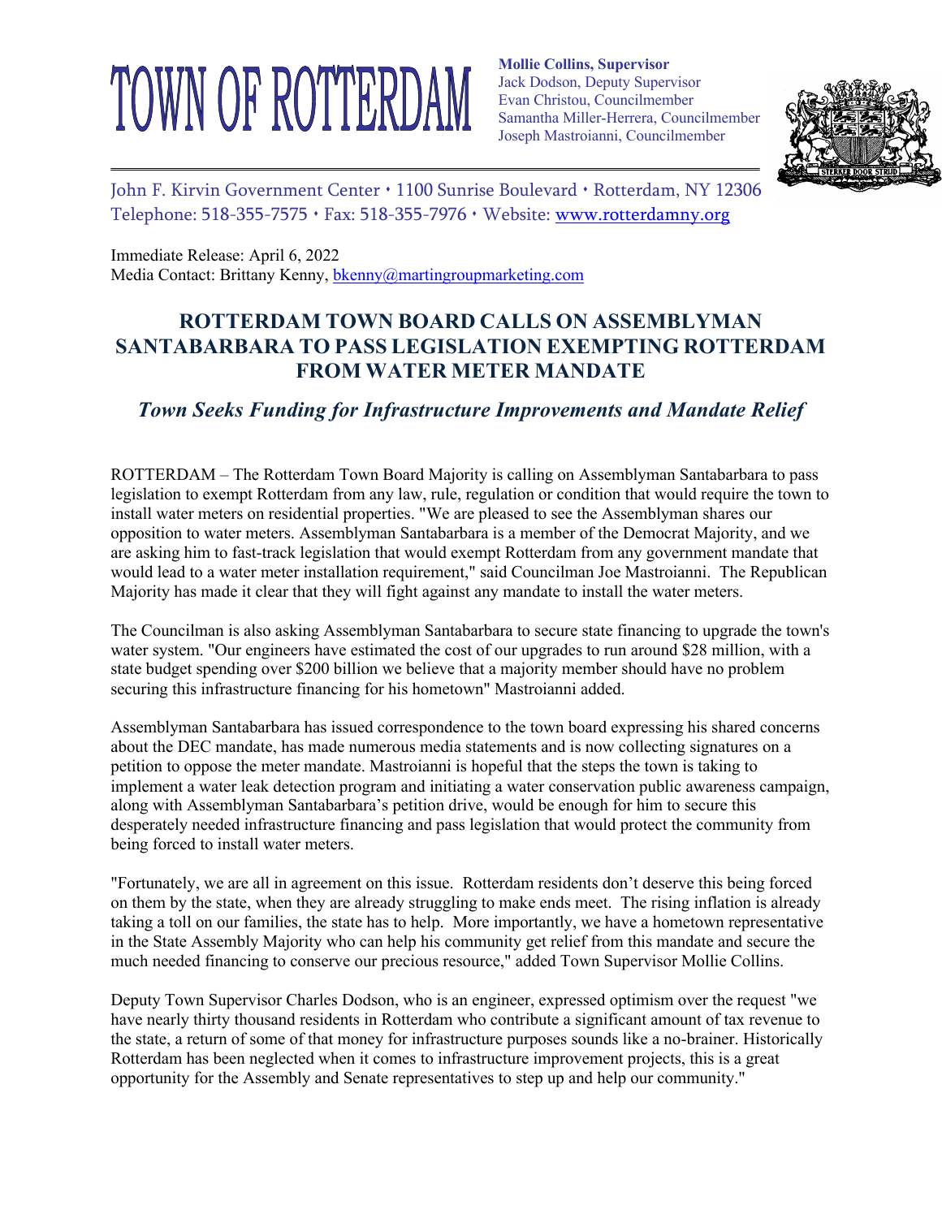# TOWN OF ROTTERDAM

**Mollie Collins, Supervisor**
Jack Dodson, Deputy Supervisor
Evan Christou, Councilmember
Samantha Miller-Herrera, Councilmember
Joseph Mastroianni, Councilmember

John F. Kirvin Government Center • 1100 Sunrise Boulevard • Rotterdam, NY 12306
Telephone: 518-355-7575 • Fax: 518-355-7976 • Website: www.rotterdamny.org

Immediate Release: April 6, 2022
Media Contact: Brittany Kenny, bkenny@martingroupmarketing.com

## ROTTERDAM TOWN BOARD CALLS ON ASSEMBLYMAN SANTABARBARA TO PASS LEGISLATION EXEMPTING ROTTERDAM FROM WATER METER MANDATE

### *Town Seeks Funding for Infrastructure Improvements and Mandate Relief*

ROTTERDAM – The Rotterdam Town Board Majority is calling on Assemblyman Santabarbara to pass legislation to exempt Rotterdam from any law, rule, regulation or condition that would require the town to install water meters on residential properties. "We are pleased to see the Assemblyman shares our opposition to water meters. Assemblyman Santabarbara is a member of the Democrat Majority, and we are asking him to fast-track legislation that would exempt Rotterdam from any government mandate that would lead to a water meter installation requirement," said Councilman Joe Mastroianni. The Republican Majority has made it clear that they will fight against any mandate to install the water meters.

The Councilman is also asking Assemblyman Santabarbara to secure state financing to upgrade the town's water system. "Our engineers have estimated the cost of our upgrades to run around $28 million, with a state budget spending over $200 billion we believe that a majority member should have no problem securing this infrastructure financing for his hometown" Mastroianni added.

Assemblyman Santabarbara has issued correspondence to the town board expressing his shared concerns about the DEC mandate, has made numerous media statements and is now collecting signatures on a petition to oppose the meter mandate. Mastroianni is hopeful that the steps the town is taking to implement a water leak detection program and initiating a water conservation public awareness campaign, along with Assemblyman Santabarbara's petition drive, would be enough for him to secure this desperately needed infrastructure financing and pass legislation that would protect the community from being forced to install water meters.

"Fortunately, we are all in agreement on this issue. Rotterdam residents don't deserve this being forced on them by the state, when they are already struggling to make ends meet. The rising inflation is already taking a toll on our families, the state has to help. More importantly, we have a hometown representative in the State Assembly Majority who can help his community get relief from this mandate and secure the much needed financing to conserve our precious resource," added Town Supervisor Mollie Collins.

Deputy Town Supervisor Charles Dodson, who is an engineer, expressed optimism over the request "we have nearly thirty thousand residents in Rotterdam who contribute a significant amount of tax revenue to the state, a return of some of that money for infrastructure purposes sounds like a no-brainer. Historically Rotterdam has been neglected when it comes to infrastructure improvement projects, this is a great opportunity for the Assembly and Senate representatives to step up and help our community."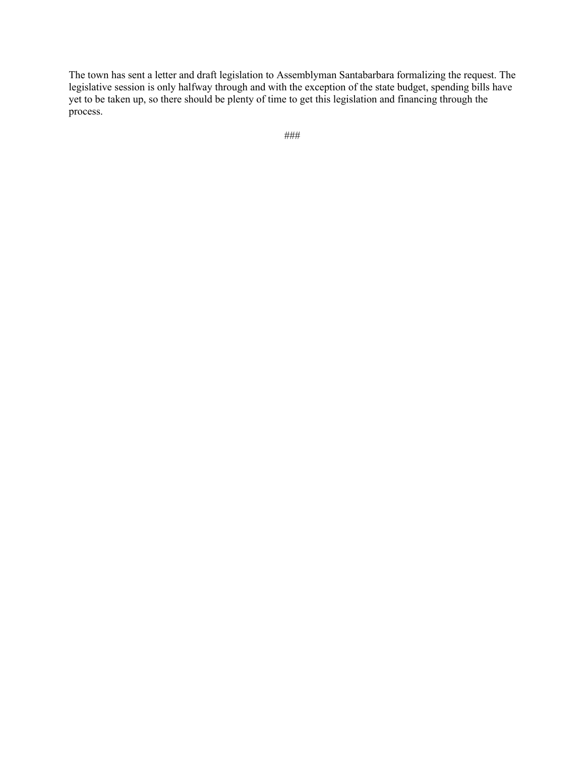The town has sent a letter and draft legislation to Assemblyman Santabarbara formalizing the request. The legislative session is only halfway through and with the exception of the state budget, spending bills have yet to be taken up, so there should be plenty of time to get this legislation and financing through the process.

###